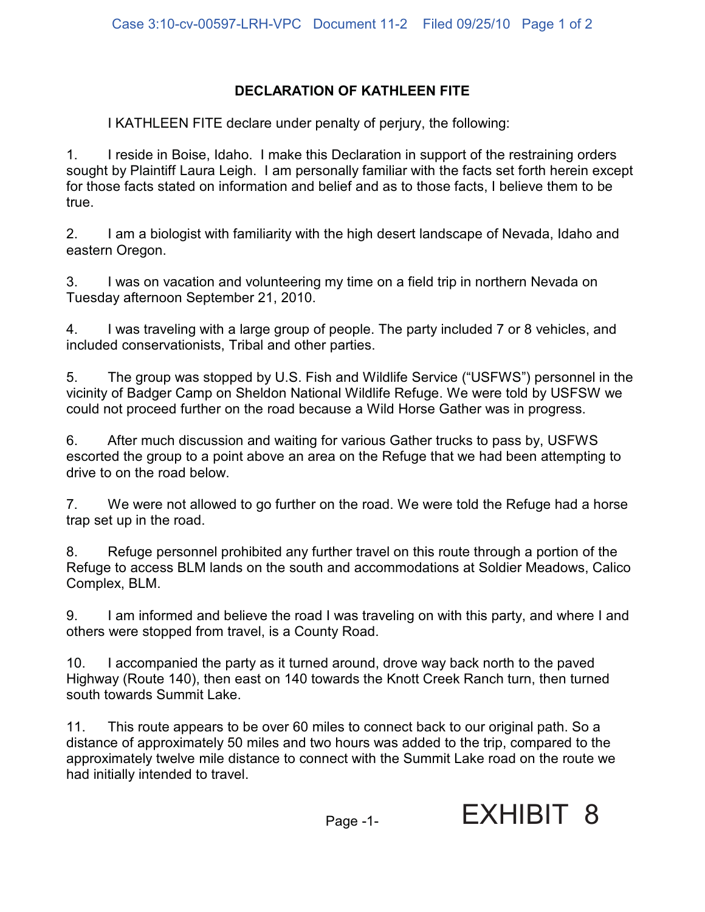## DECLARATION OF KATHLEEN FITE

I KATHLEEN FITE declare under penalty of perjury, the following:

1. I reside in Boise, Idaho. I make this Declaration in support of the restraining orders sought by Plaintiff Laura Leigh. I am personally familiar with the facts set forth herein except for those facts stated on information and belief and as to those facts, I believe them to be true.

2. I am a biologist with familiarity with the high desert landscape of Nevada, Idaho and eastern Oregon.

3. I was on vacation and volunteering my time on a field trip in northern Nevada on Tuesday afternoon September 21, 2010.

4. I was traveling with a large group of people. The party included 7 or 8 vehicles, and included conservationists, Tribal and other parties.

5. The group was stopped by U.S. Fish and Wildlife Service ("USFWS") personnel in the vicinity of Badger Camp on Sheldon National Wildlife Refuge. We were told by USFSW we could not proceed further on the road because a Wild Horse Gather was in progress.

6. After much discussion and waiting for various Gather trucks to pass by, USFWS escorted the group to a point above an area on the Refuge that we had been attempting to drive to on the road below.

7. We were not allowed to go further on the road. We were told the Refuge had a horse trap set up in the road.

8. Refuge personnel prohibited any further travel on this route through a portion of the Refuge to access BLM lands on the south and accommodations at Soldier Meadows, Calico Complex, BLM.

9. I am informed and believe the road I was traveling on with this party, and where I and others were stopped from travel, is a County Road.

10. I accompanied the party as it turned around, drove way back north to the paved Highway (Route 140), then east on 140 towards the Knott Creek Ranch turn, then turned south towards Summit Lake.

11. This route appears to be over 60 miles to connect back to our original path. So a distance of approximately 50 miles and two hours was added to the trip, compared to the approximately twelve mile distance to connect with the Summit Lake road on the route we had initially intended to travel.

EXHIBIT 8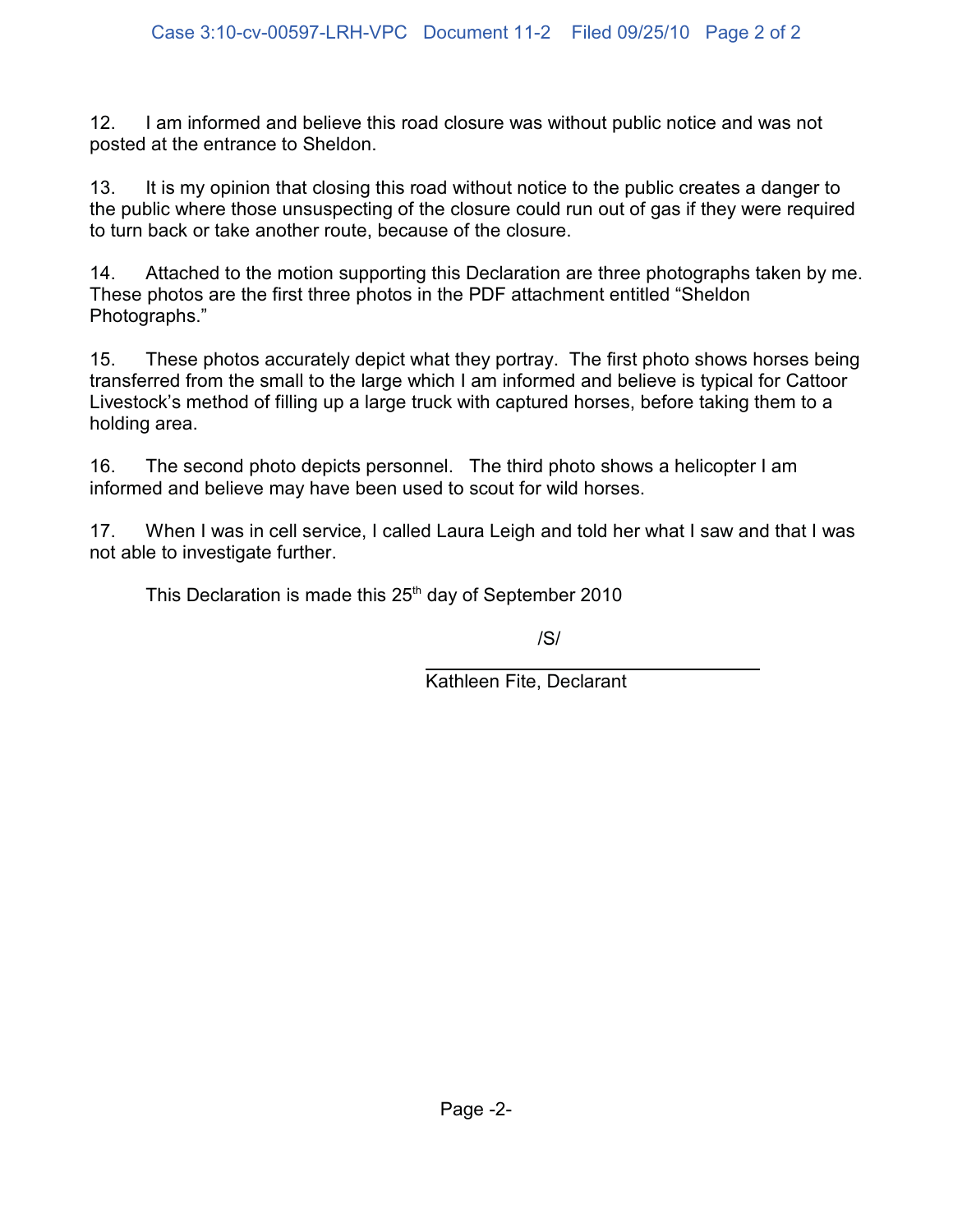12. I am informed and believe this road closure was without public notice and was not posted at the entrance to Sheldon.

13. It is my opinion that closing this road without notice to the public creates a danger to the public where those unsuspecting of the closure could run out of gas if they were required to turn back or take another route, because of the closure.

14. Attached to the motion supporting this Declaration are three photographs taken by me. These photos are the first three photos in the PDF attachment entitled "Sheldon Photographs."

15. These photos accurately depict what they portray. The first photo shows horses being transferred from the small to the large which I am informed and believe is typical for Cattoor Livestock's method of filling up a large truck with captured horses, before taking them to a holding area.

16. The second photo depicts personnel. The third photo shows a helicopter I am informed and believe may have been used to scout for wild horses.

17. When I was in cell service, I called Laura Leigh and told her what I saw and that I was not able to investigate further.

This Declaration is made this 25th day of September 2010

/S/

Kathleen Fite, Declarant